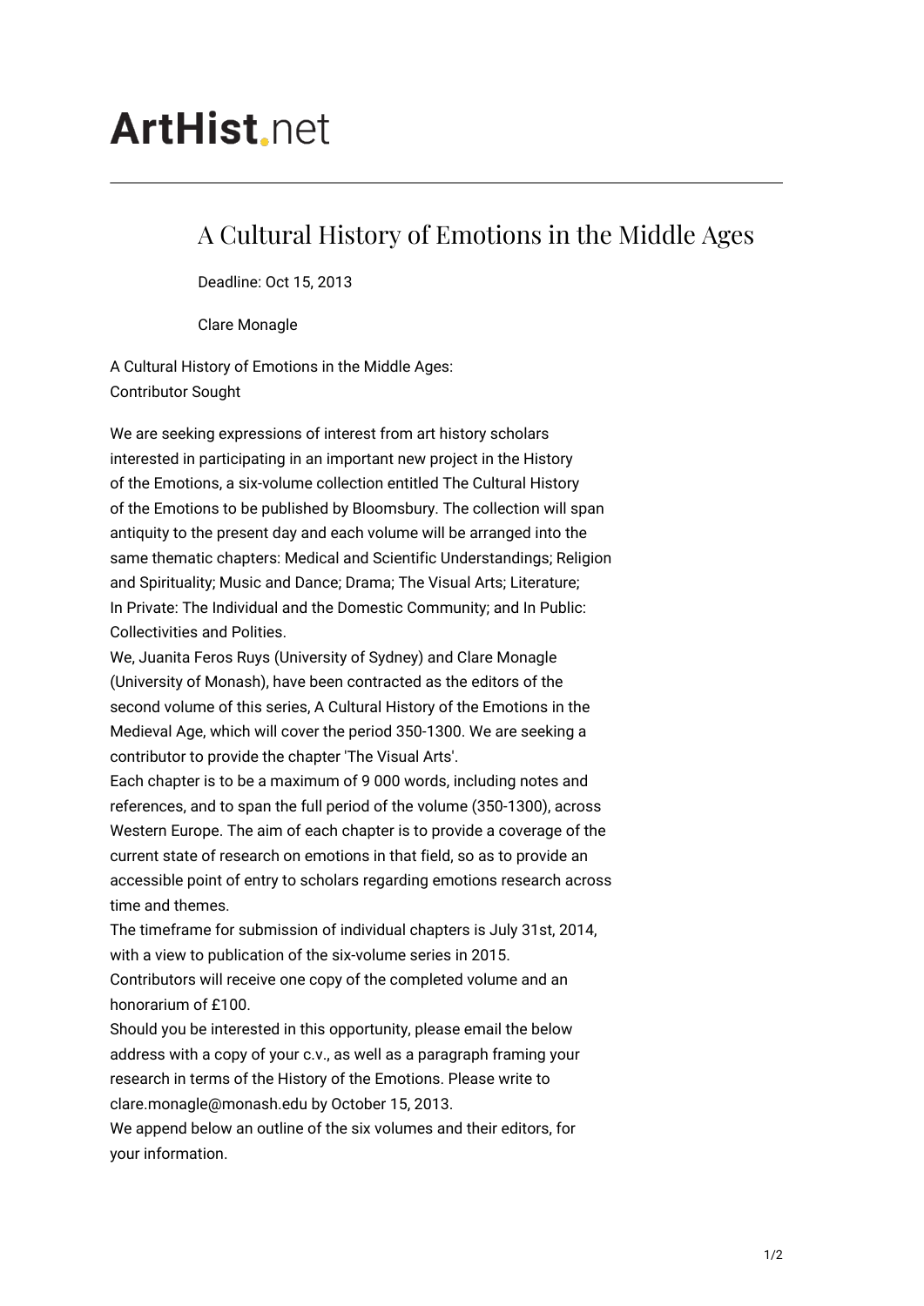# ArtHist.net

## A Cultural History of Emotions in the Middle Ages

Deadline: Oct 15, 2013

Clare Monagle

A Cultural History of Emotions in the Middle Ages:
Contributor Sought

We are seeking expressions of interest from art history scholars interested in participating in an important new project in the History of the Emotions, a six-volume collection entitled The Cultural History of the Emotions to be published by Bloomsbury. The collection will span antiquity to the present day and each volume will be arranged into the same thematic chapters: Medical and Scientific Understandings; Religion and Spirituality; Music and Dance; Drama; The Visual Arts; Literature; In Private: The Individual and the Domestic Community; and In Public: Collectivities and Polities.

We, Juanita Feros Ruys (University of Sydney) and Clare Monagle (University of Monash), have been contracted as the editors of the second volume of this series, A Cultural History of the Emotions in the Medieval Age, which will cover the period 350-1300. We are seeking a contributor to provide the chapter 'The Visual Arts'.

Each chapter is to be a maximum of 9 000 words, including notes and references, and to span the full period of the volume (350-1300), across Western Europe. The aim of each chapter is to provide a coverage of the current state of research on emotions in that field, so as to provide an accessible point of entry to scholars regarding emotions research across time and themes.

The timeframe for submission of individual chapters is July 31st, 2014, with a view to publication of the six-volume series in 2015.

Contributors will receive one copy of the completed volume and an honorarium of £100.

Should you be interested in this opportunity, please email the below address with a copy of your c.v., as well as a paragraph framing your research in terms of the History of the Emotions. Please write to clare.monagle@monash.edu by October 15, 2013.

We append below an outline of the six volumes and their editors, for your information.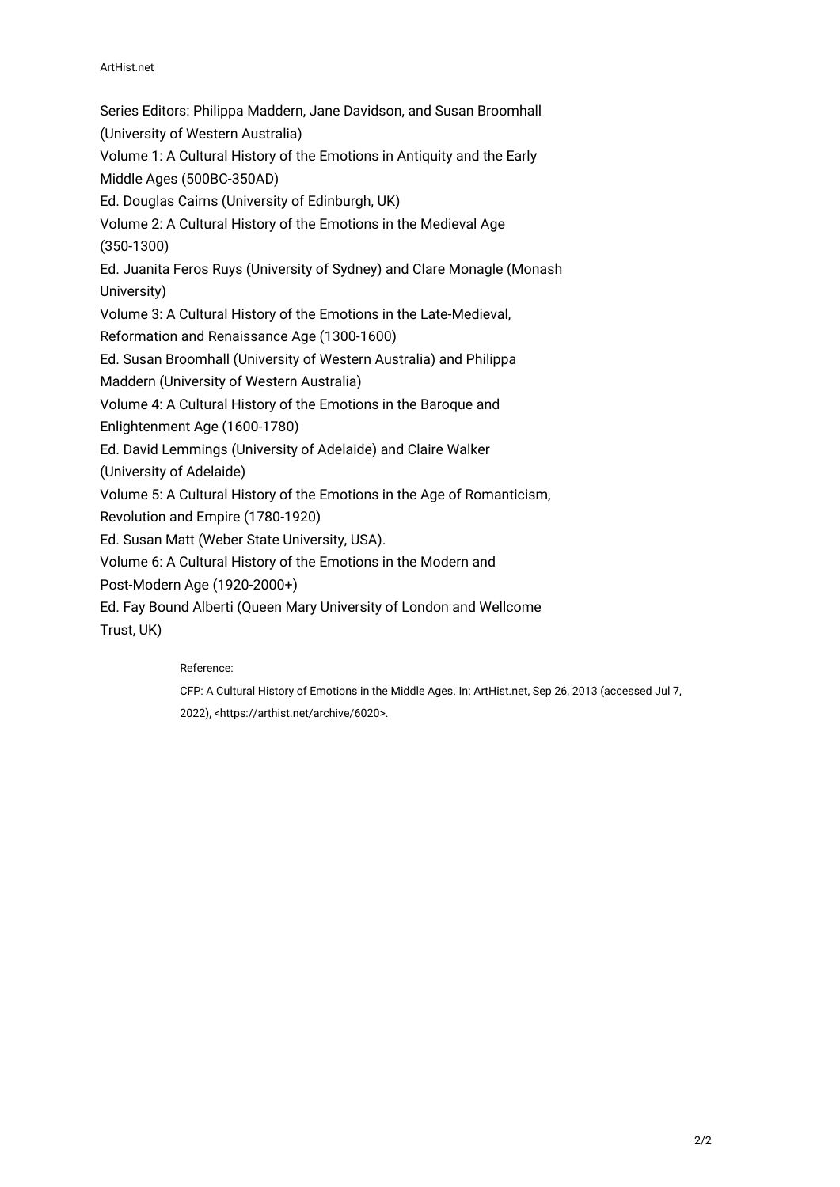Series Editors: Philippa Maddern, Jane Davidson, and Susan Broomhall
(University of Western Australia)
Volume 1: A Cultural History of the Emotions in Antiquity and the Early
Middle Ages (500BC-350AD)
Ed. Douglas Cairns (University of Edinburgh, UK)
Volume 2: A Cultural History of the Emotions in the Medieval Age
(350-1300)
Ed. Juanita Feros Ruys (University of Sydney) and Clare Monagle (Monash
University)
Volume 3: A Cultural History of the Emotions in the Late-Medieval,
Reformation and Renaissance Age (1300-1600)
Ed. Susan Broomhall (University of Western Australia) and Philippa
Maddern (University of Western Australia)
Volume 4: A Cultural History of the Emotions in the Baroque and
Enlightenment Age (1600-1780)
Ed. David Lemmings (University of Adelaide) and Claire Walker
(University of Adelaide)
Volume 5: A Cultural History of the Emotions in the Age of Romanticism,
Revolution and Empire (1780-1920)
Ed. Susan Matt (Weber State University, USA).
Volume 6: A Cultural History of the Emotions in the Modern and
Post-Modern Age (1920-2000+)
Ed. Fay Bound Alberti (Queen Mary University of London and Wellcome
Trust, UK)

Reference:

CFP: A Cultural History of Emotions in the Middle Ages. In: ArtHist.net, Sep 26, 2013 (accessed Jul 7, 2022), <https://arthist.net/archive/6020>.